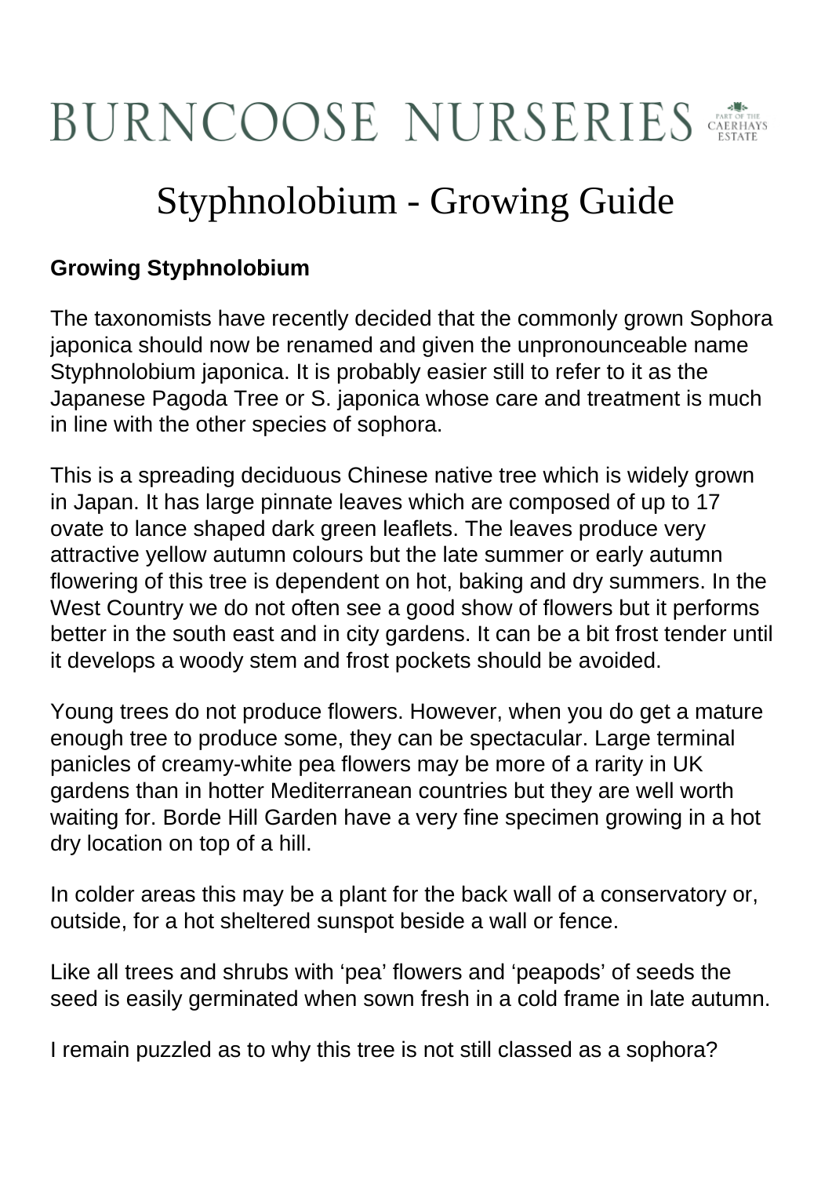# BURNCOOSE NURSERIES

# Styphnolobium - Growing Guide

**Growing Styphnolobium**

The taxonomists have recently decided that the commonly grown Sophora japonica should now be renamed and given the unpronounceable name Styphnolobium japonica. It is probably easier still to refer to it as the Japanese Pagoda Tree or S. japonica whose care and treatment is much in line with the other species of sophora.

This is a spreading deciduous Chinese native tree which is widely grown in Japan. It has large pinnate leaves which are composed of up to 17 ovate to lance shaped dark green leaflets. The leaves produce very attractive yellow autumn colours but the late summer or early autumn flowering of this tree is dependent on hot, baking and dry summers. In the West Country we do not often see a good show of flowers but it performs better in the south east and in city gardens. It can be a bit frost tender until it develops a woody stem and frost pockets should be avoided.

Young trees do not produce flowers. However, when you do get a mature enough tree to produce some, they can be spectacular. Large terminal panicles of creamy-white pea flowers may be more of a rarity in UK gardens than in hotter Mediterranean countries but they are well worth waiting for. Borde Hill Garden have a very fine specimen growing in a hot dry location on top of a hill.

In colder areas this may be a plant for the back wall of a conservatory or, outside, for a hot sheltered sunspot beside a wall or fence.

Like all trees and shrubs with 'pea' flowers and 'peapods' of seeds the seed is easily germinated when sown fresh in a cold frame in late autumn.

I remain puzzled as to why this tree is not still classed as a sophora?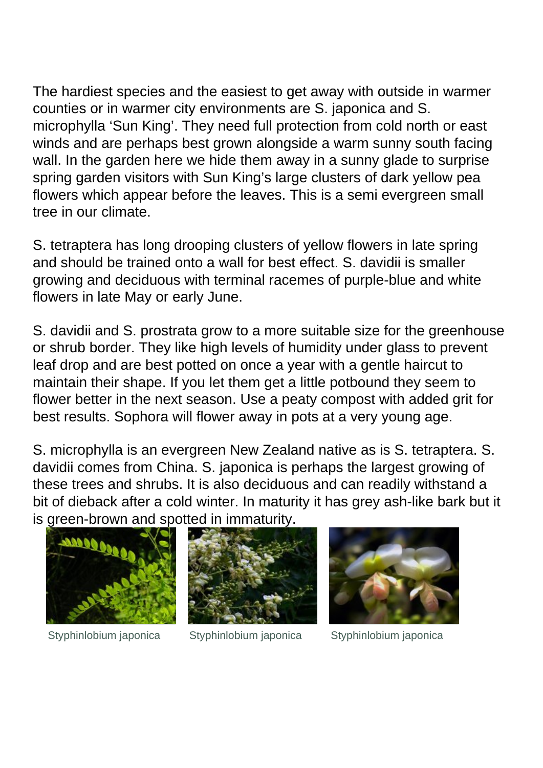The hardiest species and the easiest to get away with outside in warmer counties or in warmer city environments are S. japonica and S. microphylla 'Sun King'. They need full protection from cold north or east winds and are perhaps best grown alongside a warm sunny south facing wall. In the garden here we hide them away in a sunny glade to surprise spring garden visitors with Sun King's large clusters of dark yellow pea flowers which appear before the leaves. This is a semi evergreen small tree in our climate.

S. tetraptera has long drooping clusters of yellow flowers in late spring and should be trained onto a wall for best effect. S. davidii is smaller growing and deciduous with terminal racemes of purple-blue and white flowers in late May or early June.

S. davidii and S. prostrata grow to a more suitable size for the greenhouse or shrub border. They like high levels of humidity under glass to prevent leaf drop and are best potted on once a year with a gentle haircut to maintain their shape. If you let them get a little potbound they seem to flower better in the next season. Use a peaty compost with added grit for best results. Sophora will flower away in pots at a very young age.

S. microphylla is an evergreen New Zealand native as is S. tetraptera. S. davidii comes from China. S. japonica is perhaps the largest growing of these trees and shrubs. It is also deciduous and can readily withstand a bit of dieback after a cold winter. In maturity it has grey ash-like bark but it is green-brown and spotted in immaturity.

Styphinlobium japonica

Styphinlobium japonica

Styphinlobium japonica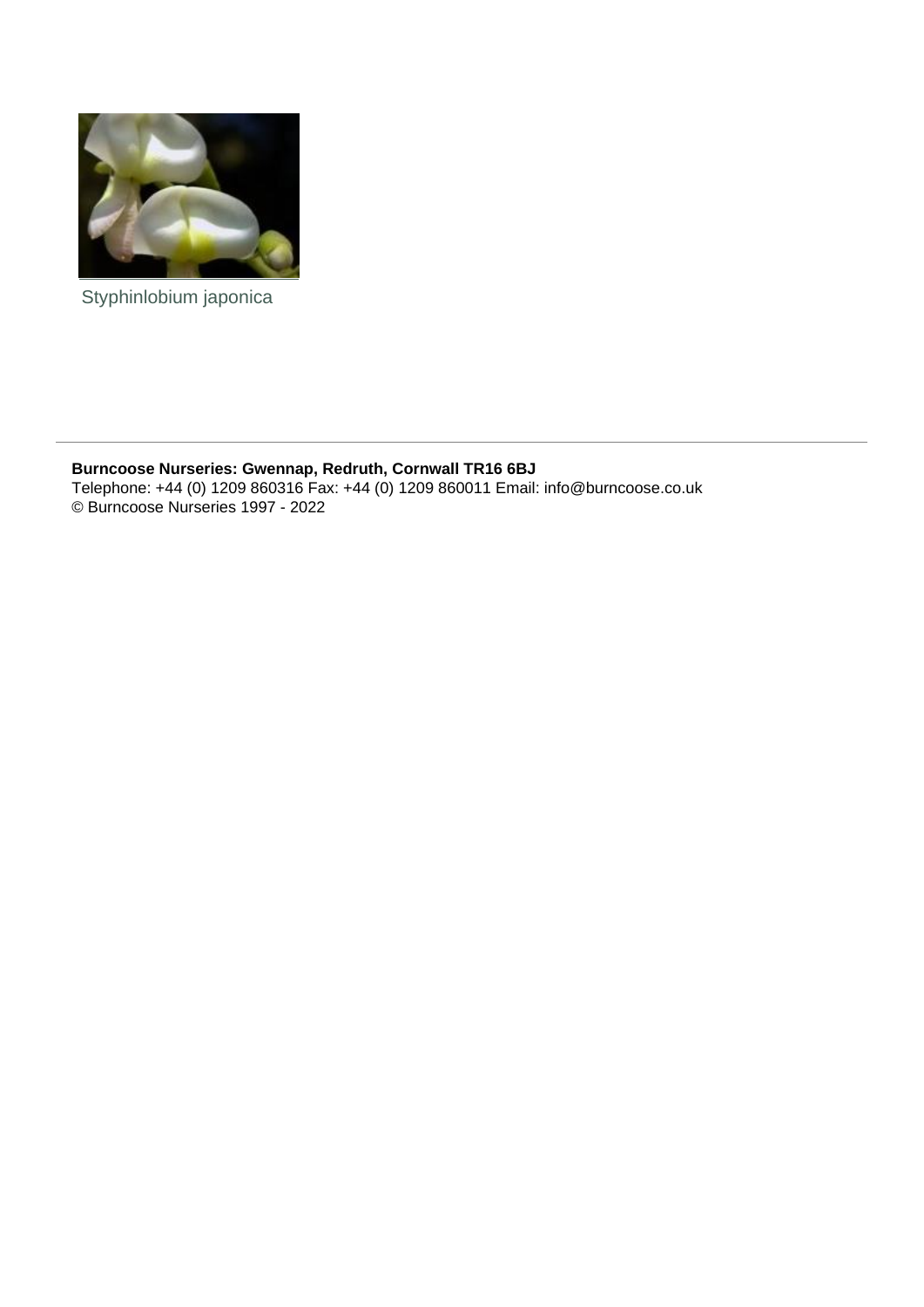Styphinlobium japonica

---

**Burncoose Nurseries: Gwennap, Redruth, Cornwall TR16 6BJ**
Telephone: +44 (0) 1209 860316 Fax: +44 (0) 1209 860011 Email: info@burncoose.co.uk
© Burncoose Nurseries 1997 - 2022